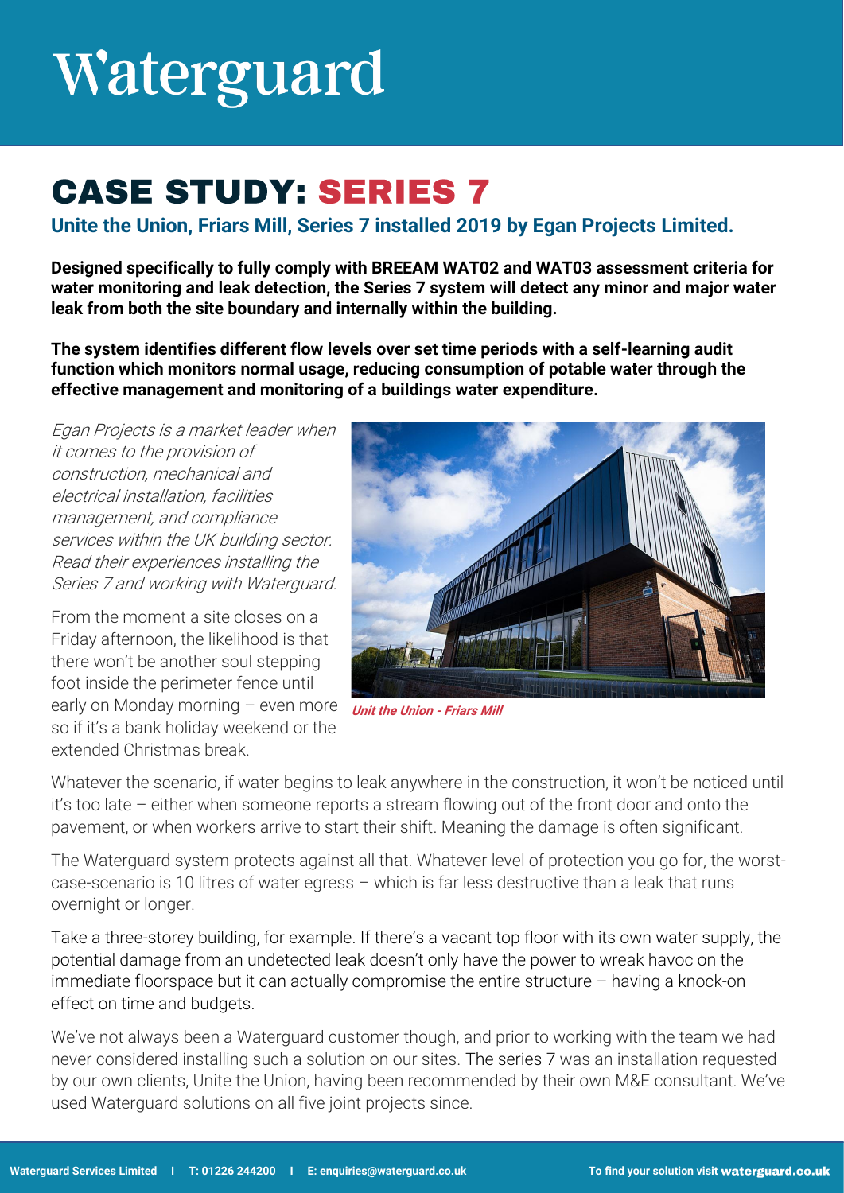# Waterguard

## CASE STUDY: SERIES 7

### Unite the Union, Friars Mill, Series 7 installed 2019 by Egan Projects Limited.

**Designed specifically to fully comply with BREEAM WAT02 and WAT03 assessment criteria for water monitoring and leak detection, the Series 7 system will detect any minor and major water leak from both the site boundary and internally within the building.**

**The system identifies different flow levels over set time periods with a self-learning audit function which monitors normal usage, reducing consumption of potable water through the effective management and monitoring of a buildings water expenditure.**

*Egan Projects is a market leader when it comes to the provision of construction, mechanical and electrical installation, facilities management, and compliance services within the UK building sector. Read their experiences installing the Series 7 and working with Waterguard.*

From the moment a site closes on a Friday afternoon, the likelihood is that there won't be another soul stepping foot inside the perimeter fence until early on Monday morning – even more so if it's a bank holiday weekend or the extended Christmas break.

***Unit the Union - Friars Mill***

Whatever the scenario, if water begins to leak anywhere in the construction, it won't be noticed until it's too late – either when someone reports a stream flowing out of the front door and onto the pavement, or when workers arrive to start their shift. Meaning the damage is often significant.

The Waterguard system protects against all that. Whatever level of protection you go for, the worst-case-scenario is 10 litres of water egress – which is far less destructive than a leak that runs overnight or longer.

Take a three-storey building, for example. If there's a vacant top floor with its own water supply, the potential damage from an undetected leak doesn't only have the power to wreak havoc on the immediate floorspace but it can actually compromise the entire structure – having a knock-on effect on time and budgets.

We've not always been a Waterguard customer though, and prior to working with the team we had never considered installing such a solution on our sites. The series 7 was an installation requested by our own clients, Unite the Union, having been recommended by their own M&E consultant. We've used Waterguard solutions on all five joint projects since.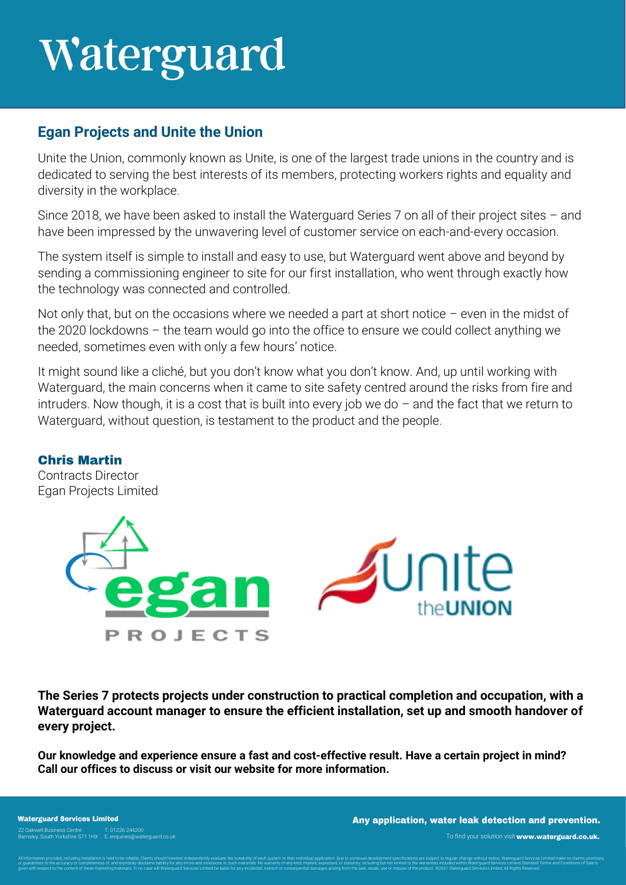# Waterguard

## Egan Projects and Unite the Union

Unite the Union, commonly known as Unite, is one of the largest trade unions in the country and is dedicated to serving the best interests of its members, protecting workers rights and equality and diversity in the workplace.

Since 2018, we have been asked to install the Waterguard Series 7 on all of their project sites – and have been impressed by the unwavering level of customer service on each-and-every occasion.

The system itself is simple to install and easy to use, but Waterguard went above and beyond by sending a commissioning engineer to site for our first installation, who went through exactly how the technology was connected and controlled.

Not only that, but on the occasions where we needed a part at short notice – even in the midst of the 2020 lockdowns – the team would go into the office to ensure we could collect anything we needed, sometimes even with only a few hours' notice.

It might sound like a cliché, but you don't know what you don't know. And, up until working with Waterguard, the main concerns when it came to site safety centred around the risks from fire and intruders. Now though, it is a cost that is built into every job we do – and the fact that we return to Waterguard, without question, is testament to the product and the people.

**Chris Martin**
Contracts Director
Egan Projects Limited

**The Series 7 protects projects under construction to practical completion and occupation, with a Waterguard account manager to ensure the efficient installation, set up and smooth handover of every project.**

**Our knowledge and experience ensure a fast and cost-effective result. Have a certain project in mind? Call our offices to discuss or visit our website for more information.**

**Waterguard Services Limited**
22 Oakwell Business Centre
Barnsley, South Yorkshire S71 1HX
T: 01226 244200
E: enquiries@waterguard.co.uk

**Any application, water leak detection and prevention.**
To find your solution visit **www.waterguard.co.uk.**

All information provided, including installation is held to be reliable. Clients should however independently evaluate the suitability of each system to their individual application. Due to continual development specifications are subject to regular change without notice. Waterguard Services Limited make no claims, promises, or guarantees to the accuracy or completeness of, and expressly disclaims liability for any errors and omissions in, such materials. No warranty of any kind, implied, expressed, or statutory, including but not limited to the warranties included within Waterguard Services Limited Standard Terms and Conditions of Sale is given with respect to the content of these marketing materials. In no case will Waterguard Services Limited be liable for any incidental, indirect or consequential damages arising from the sale, resale, use or misuse of the product. ©2021 Waterguard Services Limited, All Rights Reserved.